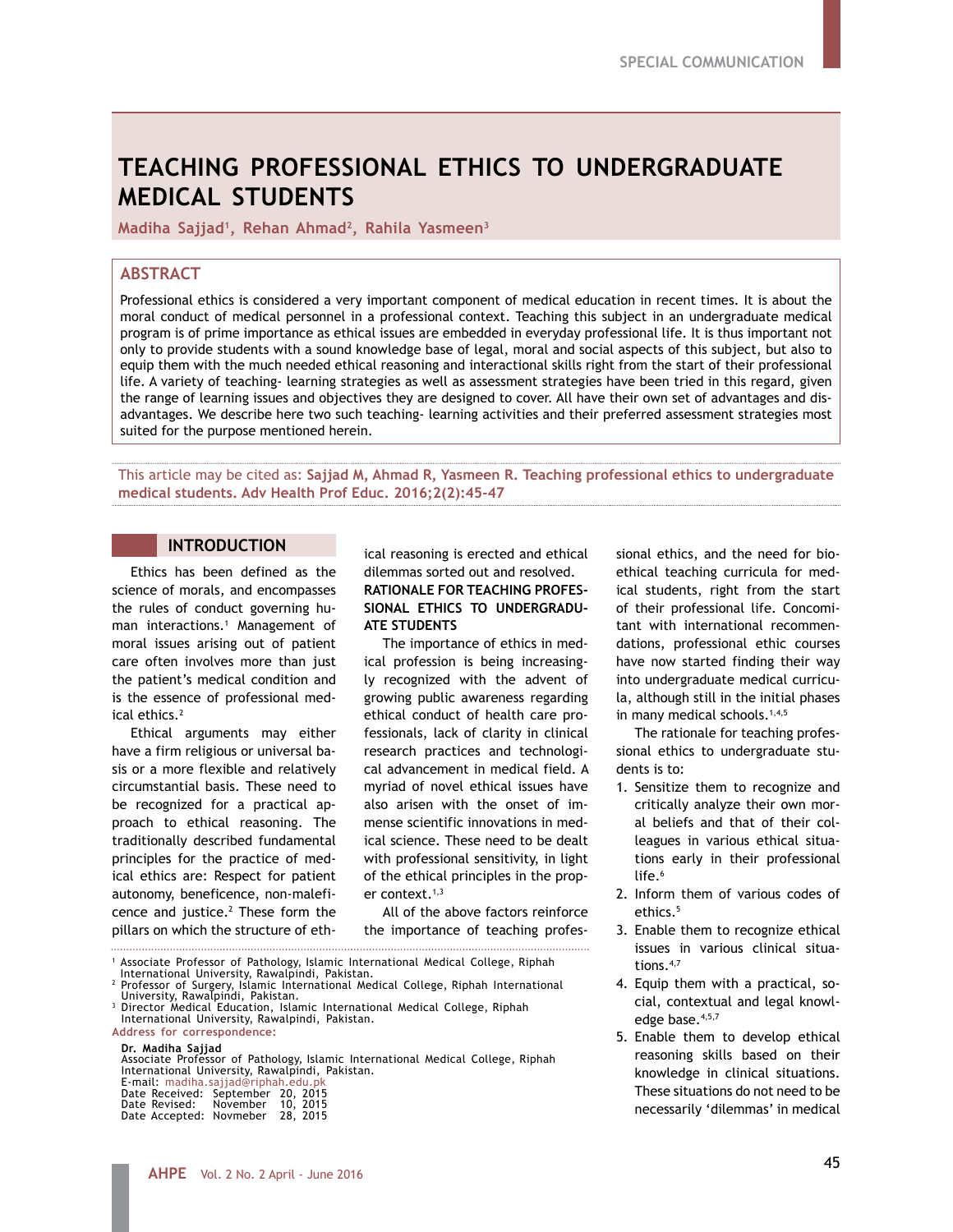SPECIAL COMMUNICATION

# TEACHING PROFESSIONAL ETHICS TO UNDERGRADUATE MEDICAL STUDENTS

**Madiha Sajjad[1], Rehan Ahmad[2], Rahila Yasmeen[3]**

## ABSTRACT

Professional ethics is considered a very important component of medical education in recent times. It is about the moral conduct of medical personnel in a professional context. Teaching this subject in an undergraduate medical program is of prime importance as ethical issues are embedded in everyday professional life. It is thus important not only to provide students with a sound knowledge base of legal, moral and social aspects of this subject, but also to equip them with the much needed ethical reasoning and interactional skills right from the start of their professional life. A variety of teaching- learning strategies as well as assessment strategies have been tried in this regard, given the range of learning issues and objectives they are designed to cover. All have their own set of advantages and disadvantages. We describe here two such teaching- learning activities and their preferred assessment strategies most suited for the purpose mentioned herein.

This article may be cited as: **Sajjad M, Ahmad R, Yasmeen R. Teaching professional ethics to undergraduate medical students. Adv Health Prof Educ. 2016;2(2):45-47**

## INTRODUCTION

Ethics has been defined as the science of morals, and encompasses the rules of conduct governing human interactions.[1] Management of moral issues arising out of patient care often involves more than just the patient's medical condition and is the essence of professional medical ethics.[2]

Ethical arguments may either have a firm religious or universal basis or a more flexible and relatively circumstantial basis. These need to be recognized for a practical approach to ethical reasoning. The traditionally described fundamental principles for the practice of medical ethics are: Respect for patient autonomy, beneficence, non-maleficence and justice.[2] These form the pillars on which the structure of ethical reasoning is erected and ethical dilemmas sorted out and resolved.

**RATIONALE FOR TEACHING PROFESSIONAL ETHICS TO UNDERGRADUATE STUDENTS**

The importance of ethics in medical profession is being increasingly recognized with the advent of growing public awareness regarding ethical conduct of health care professionals, lack of clarity in clinical research practices and technological advancement in medical field. A myriad of novel ethical issues have also arisen with the onset of immense scientific innovations in medical science. These need to be dealt with professional sensitivity, in light of the ethical principles in the proper context.[1,3]

All of the above factors reinforce the importance of teaching professional ethics, and the need for bioethical teaching curricula for medical students, right from the start of their professional life. Concomitant with international recommendations, professional ethic courses have now started finding their way into undergraduate medical curricula, although still in the initial phases in many medical schools.[1,4,5]

The rationale for teaching professional ethics to undergraduate students is to:

1. Sensitize them to recognize and critically analyze their own moral beliefs and that of their colleagues in various ethical situations early in their professional life.[6]
2. Inform them of various codes of ethics.[5]
3. Enable them to recognize ethical issues in various clinical situations.[4,7]
4. Equip them with a practical, social, contextual and legal knowledge base.[4,5,7]
5. Enable them to develop ethical reasoning skills based on their knowledge in clinical situations. These situations do not need to be necessarily 'dilemmas' in medical

---

[1] Associate Professor of Pathology, Islamic International Medical College, Riphah International University, Rawalpindi, Pakistan.
[2] Professor of Surgery, Islamic International Medical College, Riphah International University, Rawalpindi, Pakistan.
[3] Director Medical Education, Islamic International Medical College, Riphah International University, Rawalpindi, Pakistan.

Address for correspondence:

**Dr. Madiha Sajjad**
Associate Professor of Pathology, Islamic International Medical College, Riphah International University, Rawalpindi, Pakistan.
E-mail: madiha.sajjad@riphah.edu.pk
Date Received: September 20, 2015
Date Revised: November 10, 2015
Date Accepted: Novmeber 28, 2015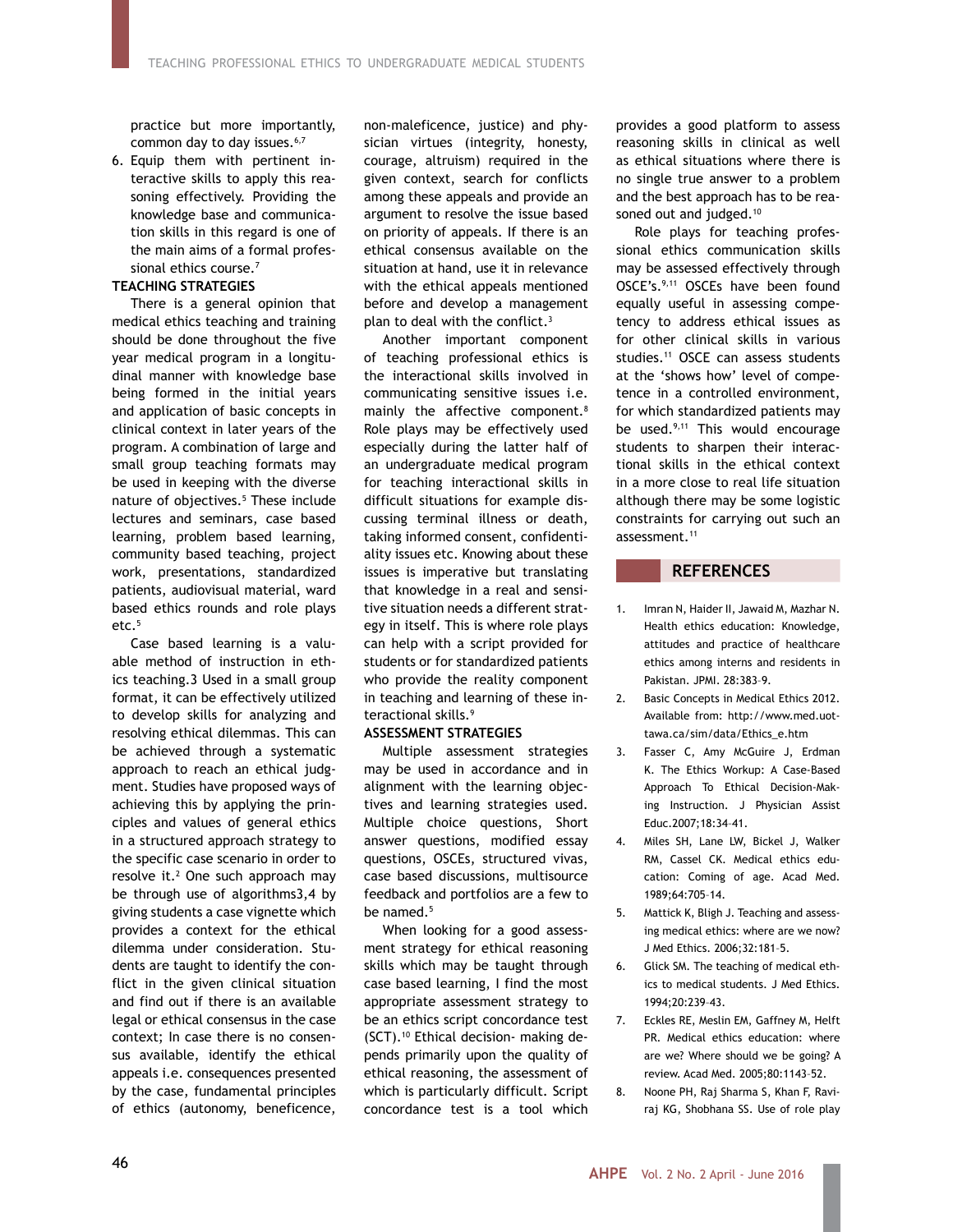practice but more importantly, common day to day issues.[6,7]

6. Equip them with pertinent interactive skills to apply this reasoning effectively. Providing the knowledge base and communication skills in this regard is one of the main aims of a formal professional ethics course.[7]

**TEACHING STRATEGIES**

There is a general opinion that medical ethics teaching and training should be done throughout the five year medical program in a longitudinal manner with knowledge base being formed in the initial years and application of basic concepts in clinical context in later years of the program. A combination of large and small group teaching formats may be used in keeping with the diverse nature of objectives.[5] These include lectures and seminars, case based learning, problem based learning, community based teaching, project work, presentations, standardized patients, audiovisual material, ward based ethics rounds and role plays etc.[5]

Case based learning is a valuable method of instruction in ethics teaching.3 Used in a small group format, it can be effectively utilized to develop skills for analyzing and resolving ethical dilemmas. This can be achieved through a systematic approach to reach an ethical judgment. Studies have proposed ways of achieving this by applying the principles and values of general ethics in a structured approach strategy to the specific case scenario in order to resolve it.[2] One such approach may be through use of algorithms3,4 by giving students a case vignette which provides a context for the ethical dilemma under consideration. Students are taught to identify the conflict in the given clinical situation and find out if there is an available legal or ethical consensus in the case context; In case there is no consensus available, identify the ethical appeals i.e. consequences presented by the case, fundamental principles of ethics (autonomy, beneficence, non-maleficence, justice) and physician virtues (integrity, honesty, courage, altruism) required in the given context, search for conflicts among these appeals and provide an argument to resolve the issue based on priority of appeals. If there is an ethical consensus available on the situation at hand, use it in relevance with the ethical appeals mentioned before and develop a management plan to deal with the conflict.[3]

Another important component of teaching professional ethics is the interactional skills involved in communicating sensitive issues i.e. mainly the affective component.[8] Role plays may be effectively used especially during the latter half of an undergraduate medical program for teaching interactional skills in difficult situations for example discussing terminal illness or death, taking informed consent, confidentiality issues etc. Knowing about these issues is imperative but translating that knowledge in a real and sensitive situation needs a different strategy in itself. This is where role plays can help with a script provided for students or for standardized patients who provide the reality component in teaching and learning of these interactional skills.[9]

**ASSESSMENT STRATEGIES**

Multiple assessment strategies may be used in accordance and in alignment with the learning objectives and learning strategies used. Multiple choice questions, Short answer questions, modified essay questions, OSCEs, structured vivas, case based discussions, multisource feedback and portfolios are a few to be named.[5]

When looking for a good assessment strategy for ethical reasoning skills which may be taught through case based learning, I find the most appropriate assessment strategy to be an ethics script concordance test (SCT).[10] Ethical decision- making depends primarily upon the quality of ethical reasoning, the assessment of which is particularly difficult. Script concordance test is a tool which provides a good platform to assess reasoning skills in clinical as well as ethical situations where there is no single true answer to a problem and the best approach has to be reasoned out and judged.[10]

Role plays for teaching professional ethics communication skills may be assessed effectively through OSCE's.[9,11] OSCEs have been found equally useful in assessing competency to address ethical issues as for other clinical skills in various studies.[11] OSCE can assess students at the 'shows how' level of competence in a controlled environment, for which standardized patients may be used.[9,11] This would encourage students to sharpen their interactional skills in the ethical context in a more close to real life situation although there may be some logistic constraints for carrying out such an assessment.[11]

## REFERENCES

1. Imran N, Haider II, Jawaid M, Mazhar N. Health ethics education: Knowledge, attitudes and practice of healthcare ethics among interns and residents in Pakistan. JPMI. 28:383–9.
2. Basic Concepts in Medical Ethics 2012. Available from: http://www.med.uottawa.ca/sim/data/Ethics_e.htm
3. Fasser C, Amy McGuire J, Erdman K. The Ethics Workup: A Case-Based Approach To Ethical Decision-Making Instruction. J Physician Assist Educ.2007;18:34–41.
4. Miles SH, Lane LW, Bickel J, Walker RM, Cassel CK. Medical ethics education: Coming of age. Acad Med. 1989;64:705–14.
5. Mattick K, Bligh J. Teaching and assessing medical ethics: where are we now? J Med Ethics. 2006;32:181–5.
6. Glick SM. The teaching of medical ethics to medical students. J Med Ethics. 1994;20:239–43.
7. Eckles RE, Meslin EM, Gaffney M, Helft PR. Medical ethics education: where are we? Where should we be going? A review. Acad Med. 2005;80:1143–52.
8. Noone PH, Raj Sharma S, Khan F, Raviraj KG, Shobhana SS. Use of role play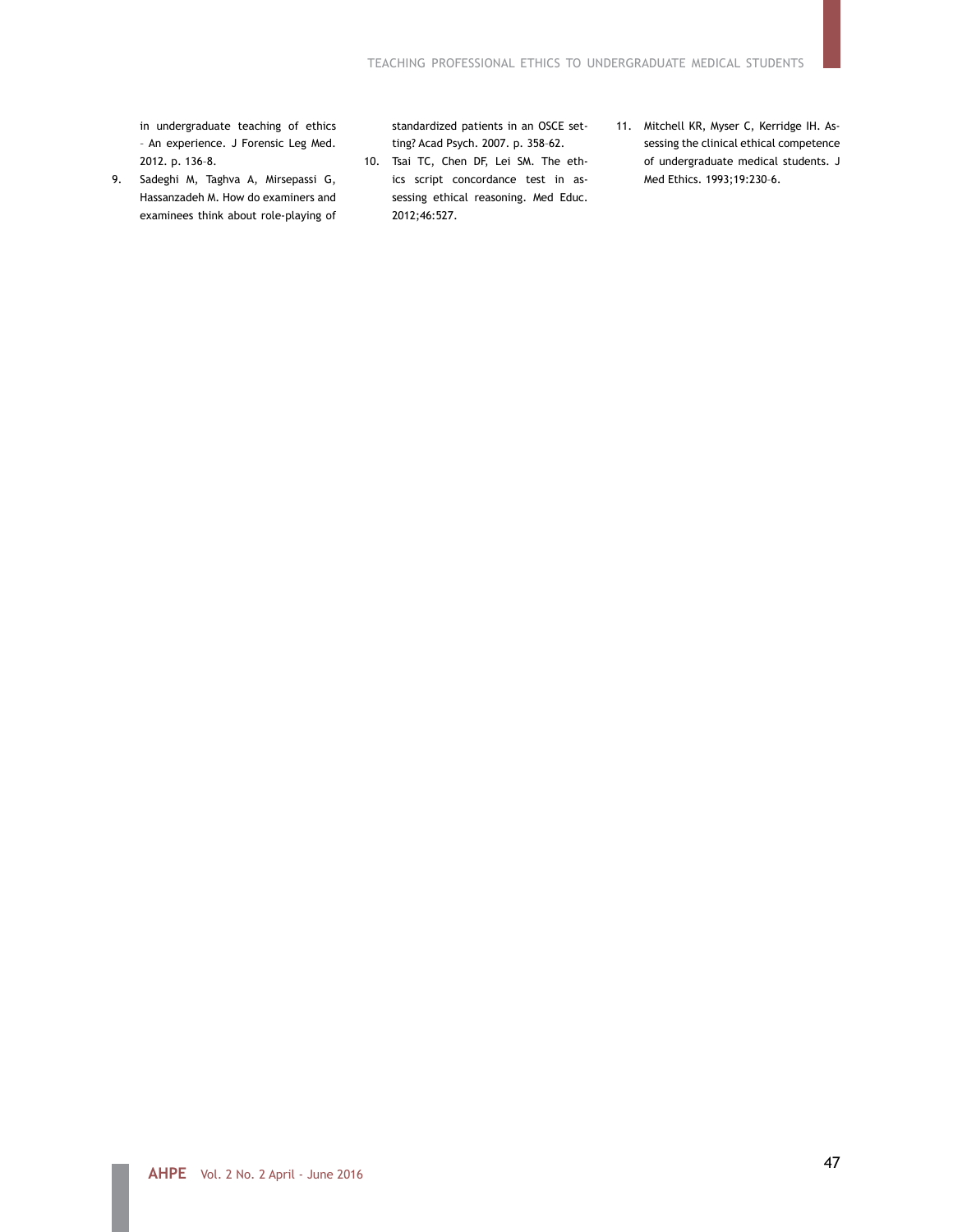in undergraduate teaching of ethics – An experience. J Forensic Leg Med. 2012. p. 136–8.

9. Sadeghi M, Taghva A, Mirsepassi G, Hassanzadeh M. How do examiners and examinees think about role-playing of standardized patients in an OSCE setting? Acad Psych. 2007. p. 358–62.
10. Tsai TC, Chen DF, Lei SM. The ethics script concordance test in assessing ethical reasoning. Med Educ. 2012;46:527.
11. Mitchell KR, Myser C, Kerridge IH. Assessing the clinical ethical competence of undergraduate medical students. J Med Ethics. 1993;19:230–6.